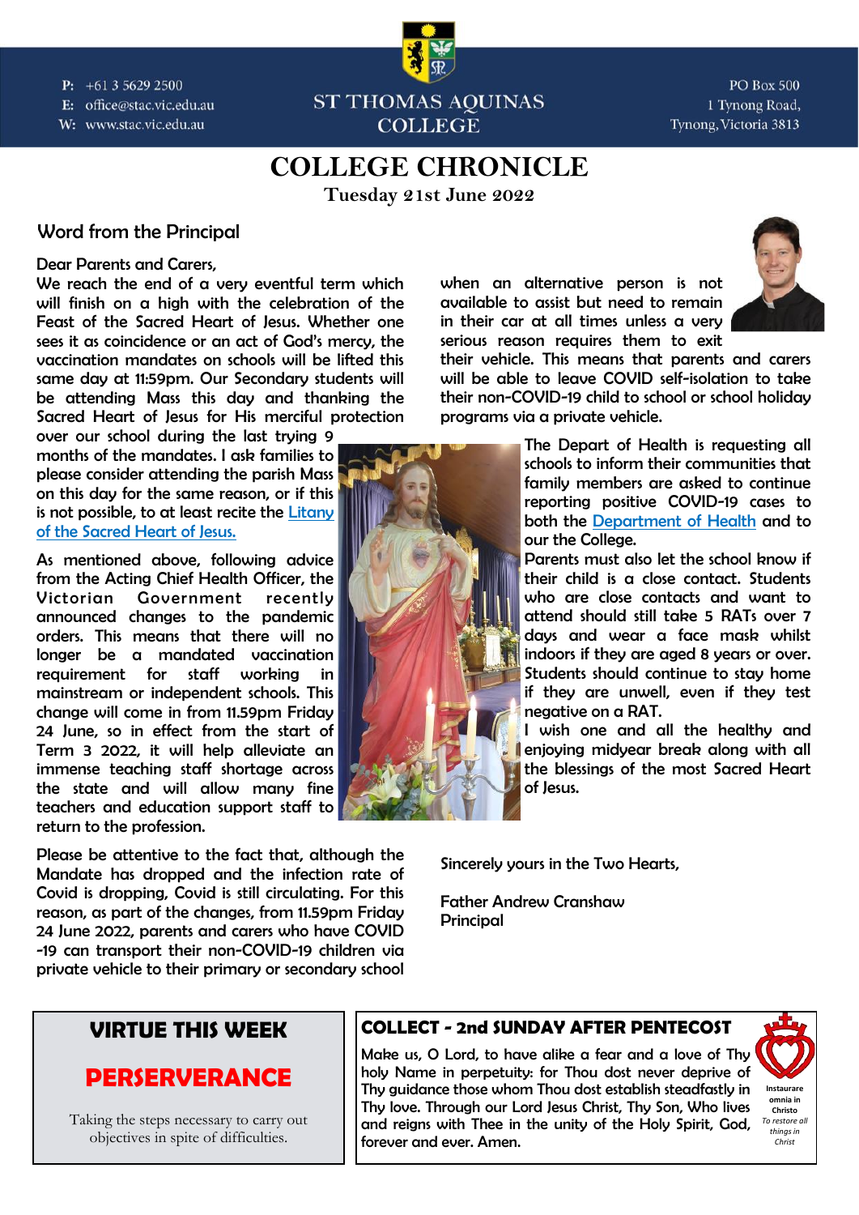P: +61 3 5629 2500
E: office@stac.vic.edu.au
W: www.stac.vic.edu.au

ST THOMAS AQUINAS COLLEGE

PO Box 500
1 Tynong Road,
Tynong, Victoria 3813

# COLLEGE CHRONICLE

**Tuesday 21st June 2022**

## Word from the Principal

Dear Parents and Carers,

We reach the end of a very eventful term which will finish on a high with the celebration of the Feast of the Sacred Heart of Jesus. Whether one sees it as coincidence or an act of God's mercy, the vaccination mandates on schools will be lifted this same day at 11:59pm. Our Secondary students will be attending Mass this day and thanking the Sacred Heart of Jesus for His merciful protection over our school during the last trying 9 months of the mandates. I ask families to please consider attending the parish Mass on this day for the same reason, or if this is not possible, to at least recite the Litany of the Sacred Heart of Jesus.

As mentioned above, following advice from the Acting Chief Health Officer, the Victorian Government recently announced changes to the pandemic orders. This means that there will no longer be a mandated vaccination requirement for staff working in mainstream or independent schools. This change will come in from 11.59pm Friday 24 June, so in effect from the start of Term 3 2022, it will help alleviate an immense teaching staff shortage across the state and will allow many fine teachers and education support staff to return to the profession.

Please be attentive to the fact that, although the Mandate has dropped and the infection rate of Covid is dropping, Covid is still circulating. For this reason, as part of the changes, from 11.59pm Friday 24 June 2022, parents and carers who have COVID -19 can transport their non-COVID-19 children via private vehicle to their primary or secondary school when an alternative person is not available to assist but need to remain in their car at all times unless a very serious reason requires them to exit their vehicle. This means that parents and carers will be able to leave COVID self-isolation to take their non-COVID-19 child to school or school holiday programs via a private vehicle.

The Depart of Health is requesting all schools to inform their communities that family members are asked to continue reporting positive COVID-19 cases to both the Department of Health and to our the College.

Parents must also let the school know if their child is a close contact. Students who are close contacts and want to attend should still take 5 RATs over 7 days and wear a face mask whilst indoors if they are aged 8 years or over. Students should continue to stay home if they are unwell, even if they test negative on a RAT.

I wish one and all the healthy and enjoying midyear break along with all the blessings of the most Sacred Heart of Jesus.

Sincerely yours in the Two Hearts,

Father Andrew Cranshaw
Principal

## VIRTUE THIS WEEK

**PERSERVERANCE**

Taking the steps necessary to carry out objectives in spite of difficulties.

## COLLECT - 2nd SUNDAY AFTER PENTECOST

Make us, O Lord, to have alike a fear and a love of Thy holy Name in perpetuity: for Thou dost never deprive of Thy guidance those whom Thou dost establish steadfastly in Thy love. Through our Lord Jesus Christ, Thy Son, Who lives and reigns with Thee in the unity of the Holy Spirit, God, forever and ever. Amen.

**Instaurare omnia in Christo**
*To restore all things in Christ*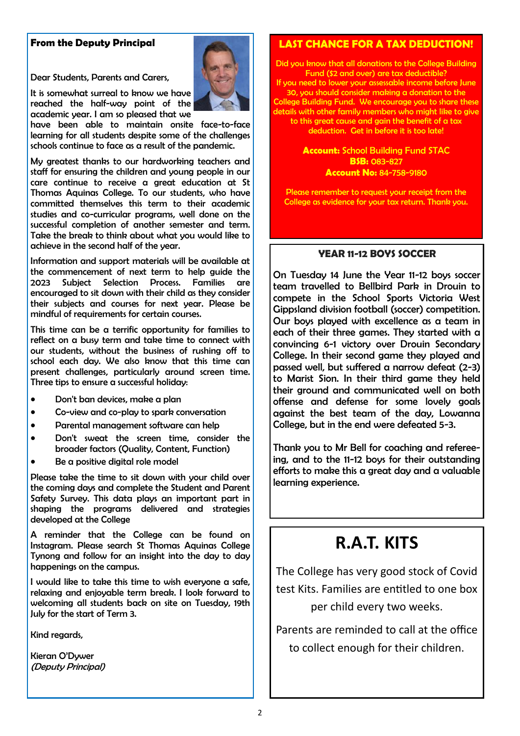## From the Deputy Principal

Dear Students, Parents and Carers,

It is somewhat surreal to know we have reached the half-way point of the academic year. I am so pleased that we have been able to maintain onsite face-to-face learning for all students despite some of the challenges schools continue to face as a result of the pandemic.

My greatest thanks to our hardworking teachers and staff for ensuring the children and young people in our care continue to receive a great education at St Thomas Aquinas College. To our students, who have committed themselves this term to their academic studies and co-curricular programs, well done on the successful completion of another semester and term. Take the break to think about what you would like to achieve in the second half of the year.

Information and support materials will be available at the commencement of next term to help guide the 2023 Subject Selection Process. Families are encouraged to sit down with their child as they consider their subjects and courses for next year. Please be mindful of requirements for certain courses.

This time can be a terrific opportunity for families to reflect on a busy term and take time to connect with our students, without the business of rushing off to school each day. We also know that this time can present challenges, particularly around screen time. Three tips to ensure a successful holiday:

- Don't ban devices, make a plan
- Co-view and co-play to spark conversation
- Parental management software can help
- Don't sweat the screen time, consider the broader factors (Quality, Content, Function)
- Be a positive digital role model

Please take the time to sit down with your child over the coming days and complete the Student and Parent Safety Survey. This data plays an important part in shaping the programs delivered and strategies developed at the College

A reminder that the College can be found on Instagram. Please search St Thomas Aquinas College Tynong and follow for an insight into the day to day happenings on the campus.

I would like to take this time to wish everyone a safe, relaxing and enjoyable term break. I look forward to welcoming all students back on site on Tuesday, 19th July for the start of Term 3.

Kind regards,

Kieran O'Dywer
*(Deputy Principal)*

## LAST CHANCE FOR A TAX DEDUCTION!

Did you know that all donations to the College Building Fund ($2 and over) are tax deductible?
If you need to lower your assessable income before June 30, you should consider making a donation to the College Building Fund. We encourage you to share these details with other family members who might like to give to this great cause and gain the benefit of a tax deduction. Get in before it is too late!

**Account:** School Building Fund STAC
**BSB:** 083-827
**Account No:** 84-758-9180

Please remember to request your receipt from the College as evidence for your tax return. Thank you.

## YEAR 11-12 BOYS SOCCER

On Tuesday 14 June the Year 11-12 boys soccer team travelled to Bellbird Park in Drouin to compete in the School Sports Victoria West Gippsland division football (soccer) competition. Our boys played with excellence as a team in each of their three games. They started with a convincing 6-1 victory over Drouin Secondary College. In their second game they played and passed well, but suffered a narrow defeat (2-3) to Marist Sion. In their third game they held their ground and communicated well on both offense and defense for some lovely goals against the best team of the day, Lowanna College, but in the end were defeated 5-3.

Thank you to Mr Bell for coaching and refereeing, and to the 11-12 boys for their outstanding efforts to make this a great day and a valuable learning experience.

## R.A.T. KITS

The College has very good stock of Covid test Kits. Families are entitled to one box per child every two weeks.

Parents are reminded to call at the office to collect enough for their children.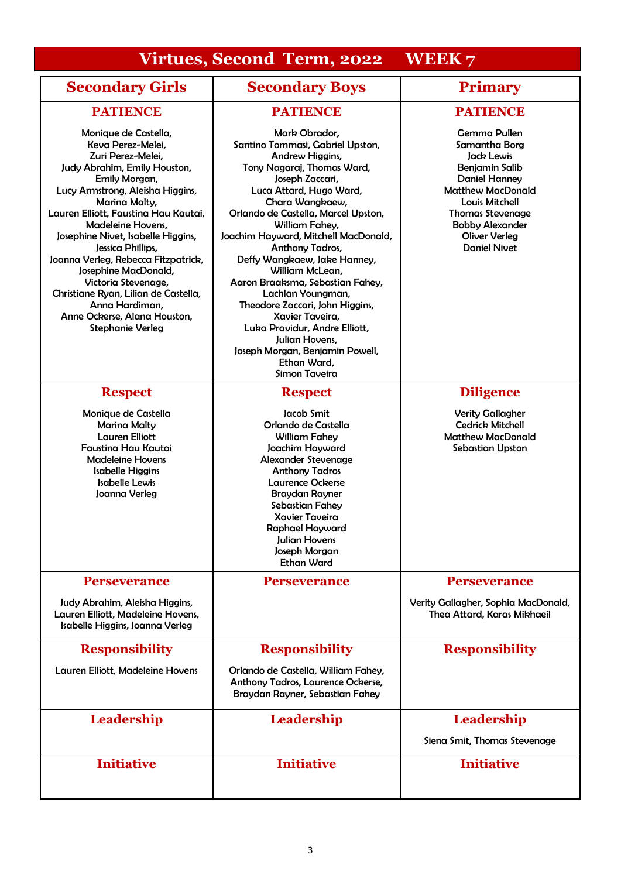# Virtues, Second Term, 2022 WEEK 7

| Secondary Girls | Secondary Boys | Primary |
|---|---|---|
| **PATIENCE**<br>Monique de Castella, Keva Perez-Melei, Zuri Perez-Melei, Judy Abrahim, Emily Houston, Emily Morgan, Lucy Armstrong, Aleisha Higgins, Marina Malty, Lauren Elliott, Faustina Hau Kautai, Madeleine Hovens, Josephine Nivet, Isabelle Higgins, Jessica Phillips, Joanna Verleg, Rebecca Fitzpatrick, Josephine MacDonald, Victoria Stevenage, Christiane Ryan, Lilian de Castella, Anna Hardiman, Anne Ockerse, Alana Houston, Stephanie Verleg | **PATIENCE**<br>Mark Obrador, Santino Tommasi, Gabriel Upston, Andrew Higgins, Tony Nagaraj, Thomas Ward, Joseph Zaccari, Luca Attard, Hugo Ward, Chara Wangkaew, Orlando de Castella, Marcel Upston, William Fahey, Joachim Hayward, Mitchell MacDonald, Anthony Tadros, Deffy Wangkaew, Jake Hanney, William McLean, Aaron Braaksma, Sebastian Fahey, Lachlan Youngman, Theodore Zaccari, John Higgins, Xavier Taveira, Luka Pravidur, Andre Elliott, Julian Hovens, Joseph Morgan, Benjamin Powell, Ethan Ward, Simon Taveira | **PATIENCE**<br>Gemma Pullen<br>Samantha Borg<br>Jack Lewis<br>Benjamin Salib<br>Daniel Hanney<br>Matthew MacDonald<br>Louis Mitchell<br>Thomas Stevenage<br>Bobby Alexander<br>Oliver Verleg<br>Daniel Nivet |
| **Respect**<br>Monique de Castella<br>Marina Malty<br>Lauren Elliott<br>Faustina Hau Kautai<br>Madeleine Hovens<br>Isabelle Higgins<br>Isabelle Lewis<br>Joanna Verleg | **Respect**<br>Jacob Smit<br>Orlando de Castella<br>William Fahey<br>Joachim Hayward<br>Alexander Stevenage<br>Anthony Tadros<br>Laurence Ockerse<br>Braydan Rayner<br>Sebastian Fahey<br>Xavier Taveira<br>Raphael Hayward<br>Julian Hovens<br>Joseph Morgan<br>Ethan Ward | **Diligence**<br>Verity Gallagher<br>Cedrick Mitchell<br>Matthew MacDonald<br>Sebastian Upston |
| **Perseverance**<br>Judy Abrahim, Aleisha Higgins, Lauren Elliott, Madeleine Hovens, Isabelle Higgins, Joanna Verleg | **Perseverance** | **Perseverance**<br>Verity Gallagher, Sophia MacDonald, Thea Attard, Karas Mikhaeil |
| **Responsibility**<br>Lauren Elliott, Madeleine Hovens | **Responsibility**<br>Orlando de Castella, William Fahey, Anthony Tadros, Laurence Ockerse, Braydan Rayner, Sebastian Fahey | **Responsibility** |
| **Leadership** | **Leadership** | **Leadership**<br>Siena Smit, Thomas Stevenage |
| **Initiative** | **Initiative** | **Initiative** |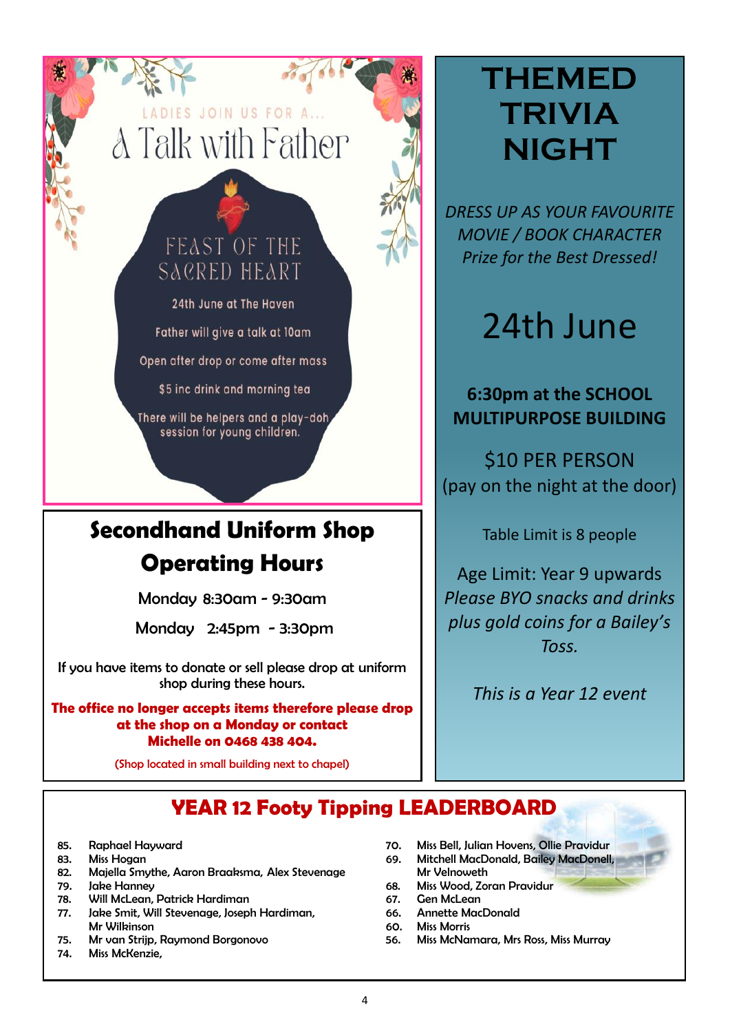LADIES JOIN US FOR A...

# A Talk with Father

## FEAST OF THE SACRED HEART

24th June at The Haven

Father will give a talk at 10am

Open after drop or come after mass

$5 inc drink and morning tea

There will be helpers and a play-doh session for young children.

# Secondhand Uniform Shop Operating Hours

Monday 8:30am - 9:30am

Monday 2:45pm - 3:30pm

If you have items to donate or sell please drop at uniform shop during these hours.

**The office no longer accepts items therefore please drop at the shop on a Monday or contact Michelle on 0468 438 404.**

(Shop located in small building next to chapel)

# THEMED TRIVIA NIGHT

*DRESS UP AS YOUR FAVOURITE MOVIE / BOOK CHARACTER*
*Prize for the Best Dressed!*

## 24th June

**6:30pm at the SCHOOL MULTIPURPOSE BUILDING**

$10 PER PERSON
(pay on the night at the door)

Table Limit is 8 people

Age Limit: Year 9 upwards
*Please BYO snacks and drinks plus gold coins for a Bailey's Toss.*

*This is a Year 12 event*

# YEAR 12 Footy Tipping LEADERBOARD

- 85. Raphael Hayward
- 83. Miss Hogan
- 82. Majella Smythe, Aaron Braaksma, Alex Stevenage
- 79. Jake Hanney
- 78. Will McLean, Patrick Hardiman
- 77. Jake Smit, Will Stevenage, Joseph Hardiman, Mr Wilkinson
- 75. Mr van Strijp, Raymond Borgonovo
- 74. Miss McKenzie,
- 70. Miss Bell, Julian Hovens, Ollie Pravidur
- 69. Mitchell MacDonald, Bailey MacDonell, Mr Velnoweth
- 68. Miss Wood, Zoran Pravidur
- 67. Gen McLean
- 66. Annette MacDonald
- 60. Miss Morris
- 56. Miss McNamara, Mrs Ross, Miss Murray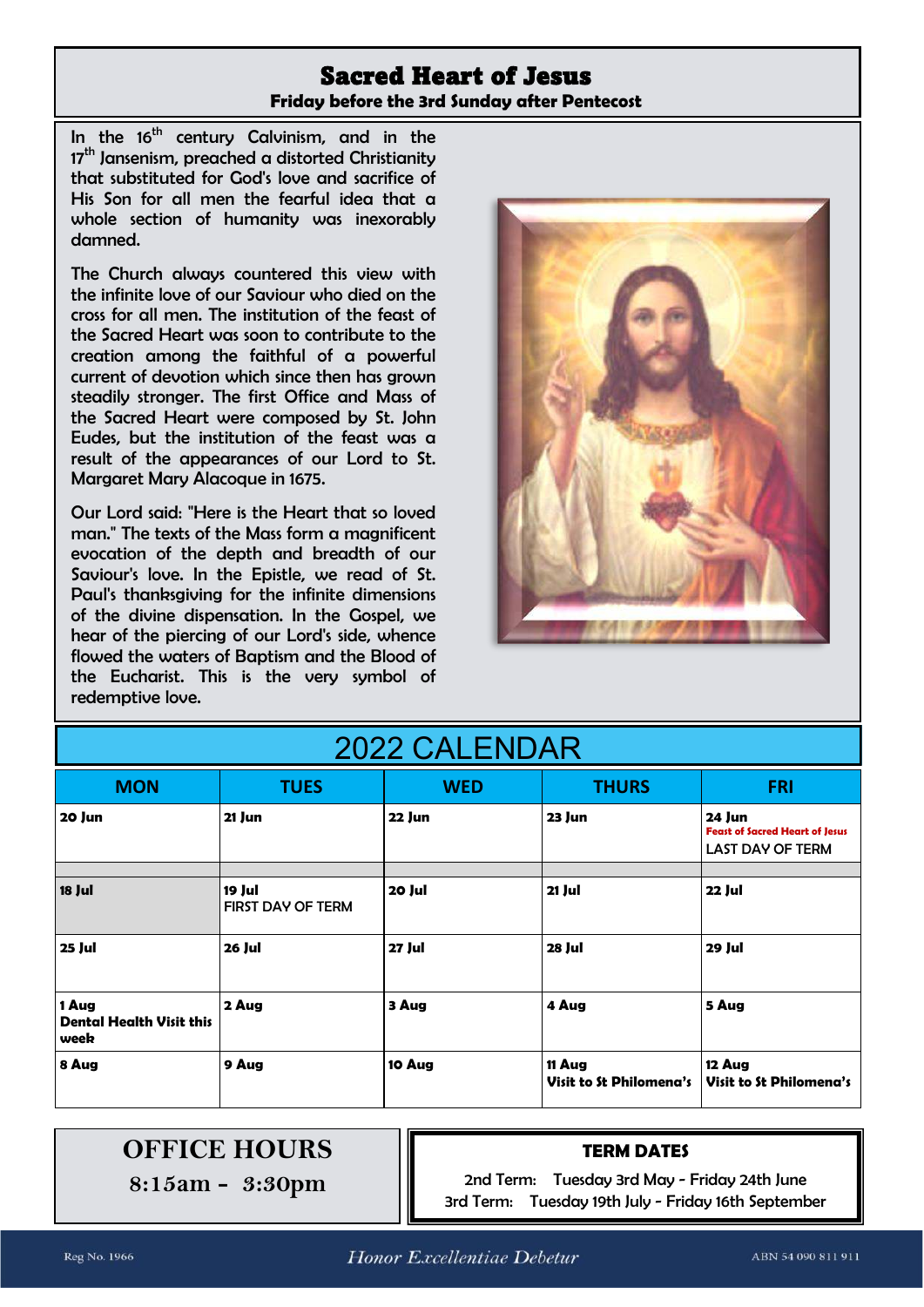# Sacred Heart of Jesus

**Friday before the 3rd Sunday after Pentecost**

In the 16th century Calvinism, and in the 17th Jansenism, preached a distorted Christianity that substituted for God's love and sacrifice of His Son for all men the fearful idea that a whole section of humanity was inexorably damned.

The Church always countered this view with the infinite love of our Saviour who died on the cross for all men. The institution of the feast of the Sacred Heart was soon to contribute to the creation among the faithful of a powerful current of devotion which since then has grown steadily stronger. The first Office and Mass of the Sacred Heart were composed by St. John Eudes, but the institution of the feast was a result of the appearances of our Lord to St. Margaret Mary Alacoque in 1675.

Our Lord said: "Here is the Heart that so loved man." The texts of the Mass form a magnificent evocation of the depth and breadth of our Saviour's love. In the Epistle, we read of St. Paul's thanksgiving for the infinite dimensions of the divine dispensation. In the Gospel, we hear of the piercing of our Lord's side, whence flowed the waters of Baptism and the Blood of the Eucharist. This is the very symbol of redemptive love.

## 2022 CALENDAR

| MON | TUES | WED | THURS | FRI |
|---|---|---|---|---|
| **20 Jun** | **21 Jun** | **22 Jun** | **23 Jun** | **24 Jun** **Feast of Sacred Heart of Jesus** LAST DAY OF TERM |
| | | | | |
| **18 Jul** | **19 Jul** FIRST DAY OF TERM | **20 Jul** | **21 Jul** | **22 Jul** |
| **25 Jul** | **26 Jul** | **27 Jul** | **28 Jul** | **29 Jul** |
| **1 Aug** **Dental Health Visit this week** | **2 Aug** | **3 Aug** | **4 Aug** | **5 Aug** |
| **8 Aug** | **9 Aug** | **10 Aug** | **11 Aug** **Visit to St Philomena's** | **12 Aug** **Visit to St Philomena's** |

## OFFICE HOURS

8:15am – 3:30pm

### TERM DATES

2nd Term: Tuesday 3rd May - Friday 24th June

3rd Term: Tuesday 19th July - Friday 16th September